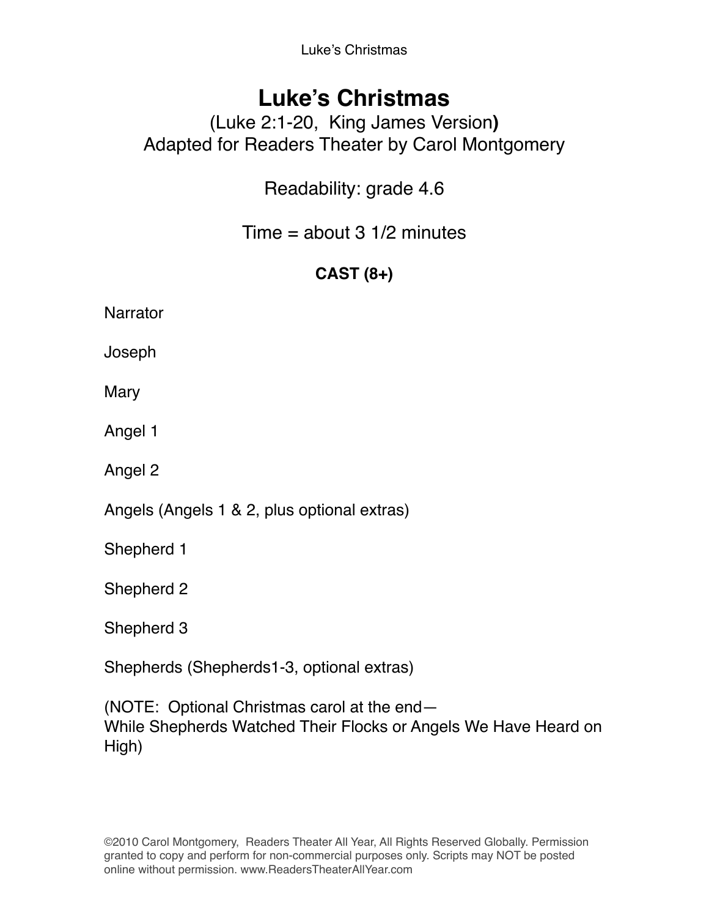# Luke's Christmas

(Luke 2:1-20, King James Version**)**
Adapted for Readers Theater by Carol Montgomery

Readability: grade 4.6

Time = about 3 1/2 minutes

**CAST (8+)**

Narrator

Joseph

Mary

Angel 1

Angel 2

Angels (Angels 1 & 2, plus optional extras)

Shepherd 1

Shepherd 2

Shepherd 3

Shepherds (Shepherds1-3, optional extras)

(NOTE: Optional Christmas carol at the end—
While Shepherds Watched Their Flocks or Angels We Have Heard on High)

©2010 Carol Montgomery, Readers Theater All Year, All Rights Reserved Globally. Permission granted to copy and perform for non-commercial purposes only. Scripts may NOT be posted online without permission. www.ReadersTheaterAllYear.com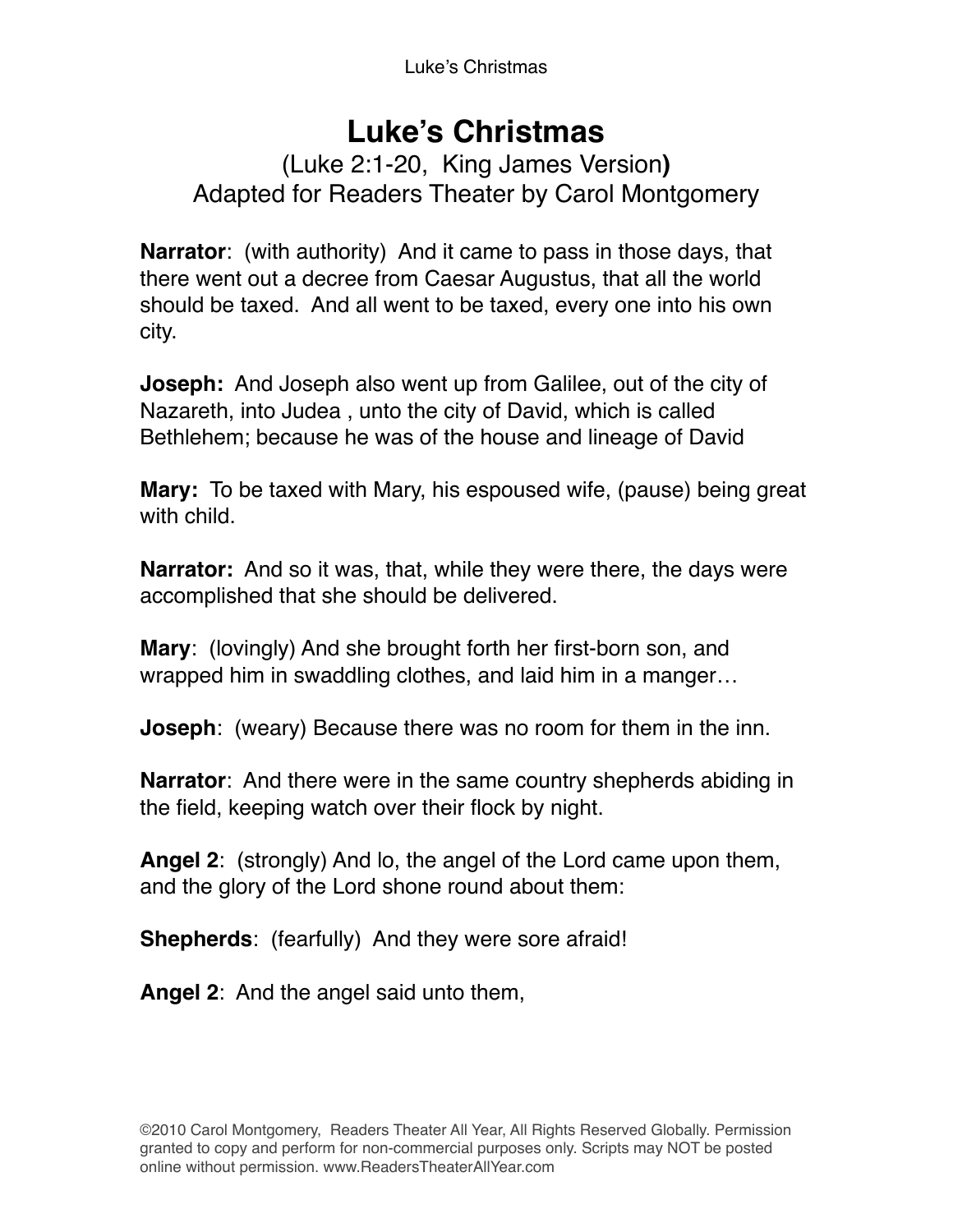# Luke's Christmas

(Luke 2:1-20, King James Version**)**
Adapted for Readers Theater by Carol Montgomery

**Narrator**: (with authority) And it came to pass in those days, that there went out a decree from Caesar Augustus, that all the world should be taxed. And all went to be taxed, every one into his own city.

**Joseph:** And Joseph also went up from Galilee, out of the city of Nazareth, into Judea , unto the city of David, which is called Bethlehem; because he was of the house and lineage of David

**Mary:** To be taxed with Mary, his espoused wife, (pause) being great with child.

**Narrator:** And so it was, that, while they were there, the days were accomplished that she should be delivered.

**Mary**: (lovingly) And she brought forth her first-born son, and wrapped him in swaddling clothes, and laid him in a manger…

**Joseph**: (weary) Because there was no room for them in the inn.

**Narrator**: And there were in the same country shepherds abiding in the field, keeping watch over their flock by night.

**Angel 2**: (strongly) And lo, the angel of the Lord came upon them, and the glory of the Lord shone round about them:

**Shepherds**: (fearfully) And they were sore afraid!

**Angel 2**: And the angel said unto them,

©2010 Carol Montgomery, Readers Theater All Year, All Rights Reserved Globally. Permission granted to copy and perform for non-commercial purposes only. Scripts may NOT be posted online without permission. www.ReadersTheaterAllYear.com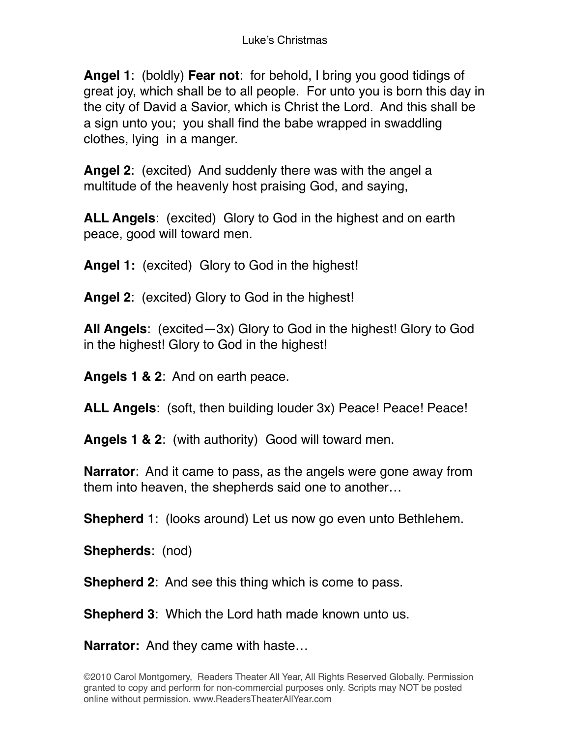**Angel 1**: (boldly) **Fear not**: for behold, I bring you good tidings of great joy, which shall be to all people. For unto you is born this day in the city of David a Savior, which is Christ the Lord. And this shall be a sign unto you; you shall find the babe wrapped in swaddling clothes, lying in a manger.

**Angel 2**: (excited) And suddenly there was with the angel a multitude of the heavenly host praising God, and saying,

**ALL Angels**: (excited) Glory to God in the highest and on earth peace, good will toward men.

**Angel 1:** (excited) Glory to God in the highest!

**Angel 2**: (excited) Glory to God in the highest!

**All Angels**: (excited—3x) Glory to God in the highest! Glory to God in the highest! Glory to God in the highest!

**Angels 1 & 2**: And on earth peace.

**ALL Angels**: (soft, then building louder 3x) Peace! Peace! Peace!

**Angels 1 & 2**: (with authority) Good will toward men.

**Narrator**: And it came to pass, as the angels were gone away from them into heaven, the shepherds said one to another…

**Shepherd** 1: (looks around) Let us now go even unto Bethlehem.

**Shepherds**: (nod)

**Shepherd 2**: And see this thing which is come to pass.

**Shepherd 3**: Which the Lord hath made known unto us.

**Narrator:** And they came with haste…

©2010 Carol Montgomery, Readers Theater All Year, All Rights Reserved Globally. Permission granted to copy and perform for non-commercial purposes only. Scripts may NOT be posted online without permission. www.ReadersTheaterAllYear.com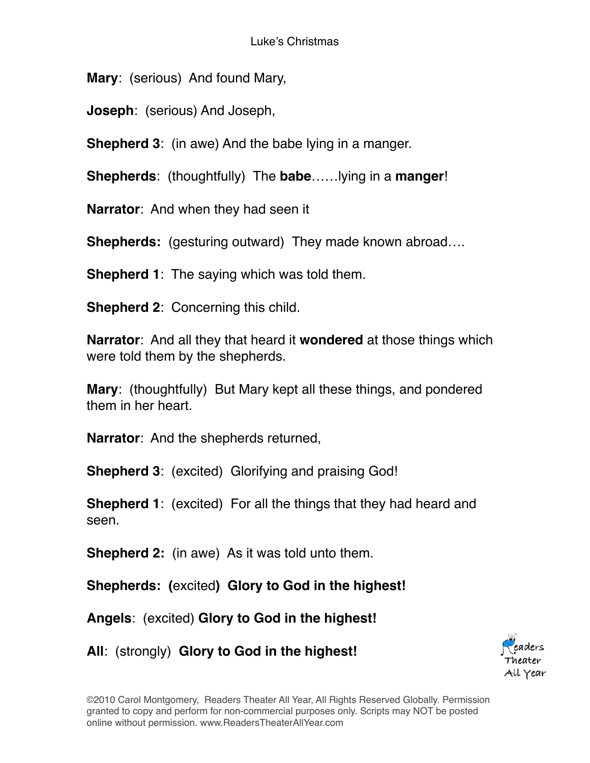**Mary**: (serious) And found Mary,

**Joseph**: (serious) And Joseph,

**Shepherd 3**: (in awe) And the babe lying in a manger.

**Shepherds**: (thoughtfully) The **babe**……lying in a **manger**!

**Narrator**: And when they had seen it

**Shepherds:** (gesturing outward) They made known abroad….

**Shepherd 1**: The saying which was told them.

**Shepherd 2**: Concerning this child.

**Narrator**: And all they that heard it **wondered** at those things which were told them by the shepherds.

**Mary**: (thoughtfully) But Mary kept all these things, and pondered them in her heart.

**Narrator**: And the shepherds returned,

**Shepherd 3**: (excited) Glorifying and praising God!

**Shepherd 1**: (excited) For all the things that they had heard and seen.

**Shepherd 2:** (in awe) As it was told unto them.

**Shepherds: (**excited**) Glory to God in the highest!**

**Angels**: (excited) **Glory to God in the highest!**

**All**: (strongly) **Glory to God in the highest!**

©2010 Carol Montgomery, Readers Theater All Year, All Rights Reserved Globally. Permission granted to copy and perform for non-commercial purposes only. Scripts may NOT be posted online without permission. www.ReadersTheaterAllYear.com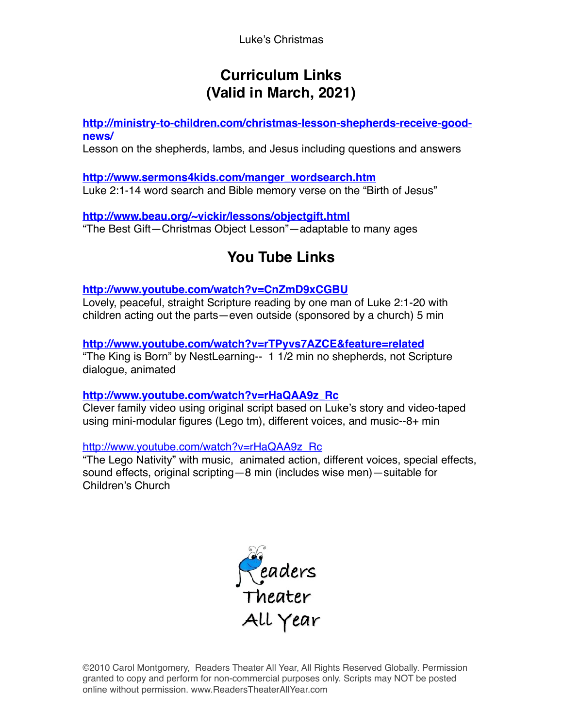# Curriculum Links (Valid in March, 2021)

**http://ministry-to-children.com/christmas-lesson-shepherds-receive-good-news/**
Lesson on the shepherds, lambs, and Jesus including questions and answers

**http://www.sermons4kids.com/manger_wordsearch.htm**
Luke 2:1-14 word search and Bible memory verse on the "Birth of Jesus"

**http://www.beau.org/~vickir/lessons/objectgift.html**
"The Best Gift—Christmas Object Lesson"—adaptable to many ages

# You Tube Links

**http://www.youtube.com/watch?v=CnZmD9xCGBU**
Lovely, peaceful, straight Scripture reading by one man of Luke 2:1-20 with children acting out the parts—even outside (sponsored by a church) 5 min

**http://www.youtube.com/watch?v=rTPyvs7AZCE&feature=related**
"The King is Born" by NestLearning-- 1 1/2 min no shepherds, not Scripture dialogue, animated

**http://www.youtube.com/watch?v=rHaQAA9z_Rc**
Clever family video using original script based on Luke's story and video-taped using mini-modular figures (Lego tm), different voices, and music--8+ min

http://www.youtube.com/watch?v=rHaQAA9z_Rc
"The Lego Nativity" with music, animated action, different voices, special effects, sound effects, original scripting—8 min (includes wise men)—suitable for Children's Church

Readers Theater All Year

©2010 Carol Montgomery, Readers Theater All Year, All Rights Reserved Globally. Permission granted to copy and perform for non-commercial purposes only. Scripts may NOT be posted online without permission. www.ReadersTheaterAllYear.com